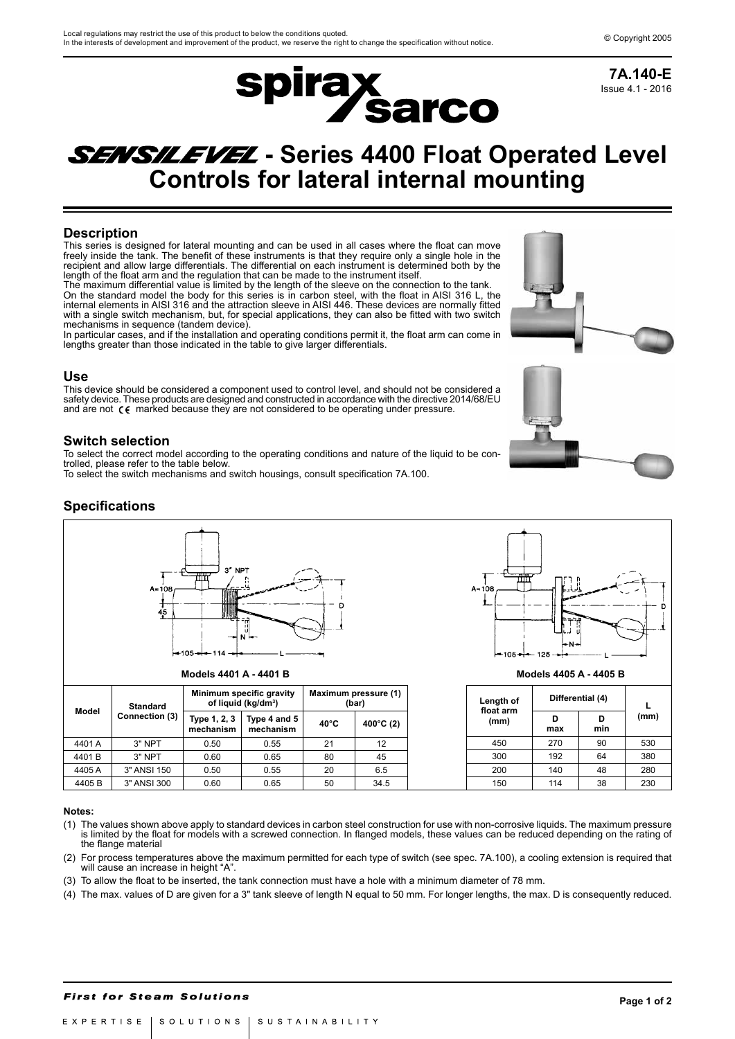Local regulations may restrict the use of this product to below the conditions quoted.
In the interests of development and improvement of the product, we reserve the right to change the specification without notice.

© Copyright 2005

**7A.140-E**
Issue 4.1 - 2016

# SENSILEVEL - Series 4400 Float Operated Level Controls for lateral internal mounting

## Description

This series is designed for lateral mounting and can be used in all cases where the float can move freely inside the tank. The benefit of these instruments is that they require only a single hole in the recipient and allow large differentials. The differential on each instrument is determined both by the length of the float arm and the regulation that can be made to the instrument itself.
The maximum differential value is limited by the length of the sleeve on the connection to the tank.
On the standard model the body for this series is in carbon steel, with the float in AISI 316 L, the internal elements in AISI 316 and the attraction sleeve in AISI 446. These devices are normally fitted with a single switch mechanism, but, for special applications, they can also be fitted with two switch mechanisms in sequence (tandem device).
In particular cases, and if the installation and operating conditions permit it, the float arm can come in lengths greater than those indicated in the table to give larger differentials.

## Use

This device should be considered a component used to control level, and should not be considered a safety device. These products are designed and constructed in accordance with the directive 2014/68/EU and are not CE marked because they are not considered to be operating under pressure.

## Switch selection

To select the correct model according to the operating conditions and nature of the liquid to be controlled, please refer to the table below.
To select the switch mechanisms and switch housings, consult specification 7A.100.

## Specifications

Models 4401 A - 4401 B

Models 4405 A - 4405 B

| Model | Standard Connection (3) | Minimum specific gravity of liquid (kg/dm³) | | Maximum pressure (1) (bar) | |
|---|---|---|---|---|---|
| | | Type 1, 2, 3 mechanism | Type 4 and 5 mechanism | 40°C | 400°C (2) |
| 4401 A | 3" NPT | 0.50 | 0.55 | 21 | 12 |
| 4401 B | 3" NPT | 0.60 | 0.65 | 80 | 45 |
| 4405 A | 3" ANSI 150 | 0.50 | 0.55 | 20 | 6.5 |
| 4405 B | 3" ANSI 300 | 0.60 | 0.65 | 50 | 34.5 |

| Length of float arm (mm) | Differential (4) | | L (mm) |
|---|---|---|---|
| | D max | D min | |
| 450 | 270 | 90 | 530 |
| 300 | 192 | 64 | 380 |
| 200 | 140 | 48 | 280 |
| 150 | 114 | 38 | 230 |

**Notes:**

(1) The values shown above apply to standard devices in carbon steel construction for use with non-corrosive liquids. The maximum pressure is limited by the float for models with a screwed connection. In flanged models, these values can be reduced depending on the rating of the flange material

(2) For process temperatures above the maximum permitted for each type of switch (see spec. 7A.100), a cooling extension is required that will cause an increase in height "A".

(3) To allow the float to be inserted, the tank connection must have a hole with a minimum diameter of 78 mm.

(4) The max. values of D are given for a 3" tank sleeve of length N equal to 50 mm. For longer lengths, the max. D is consequently reduced.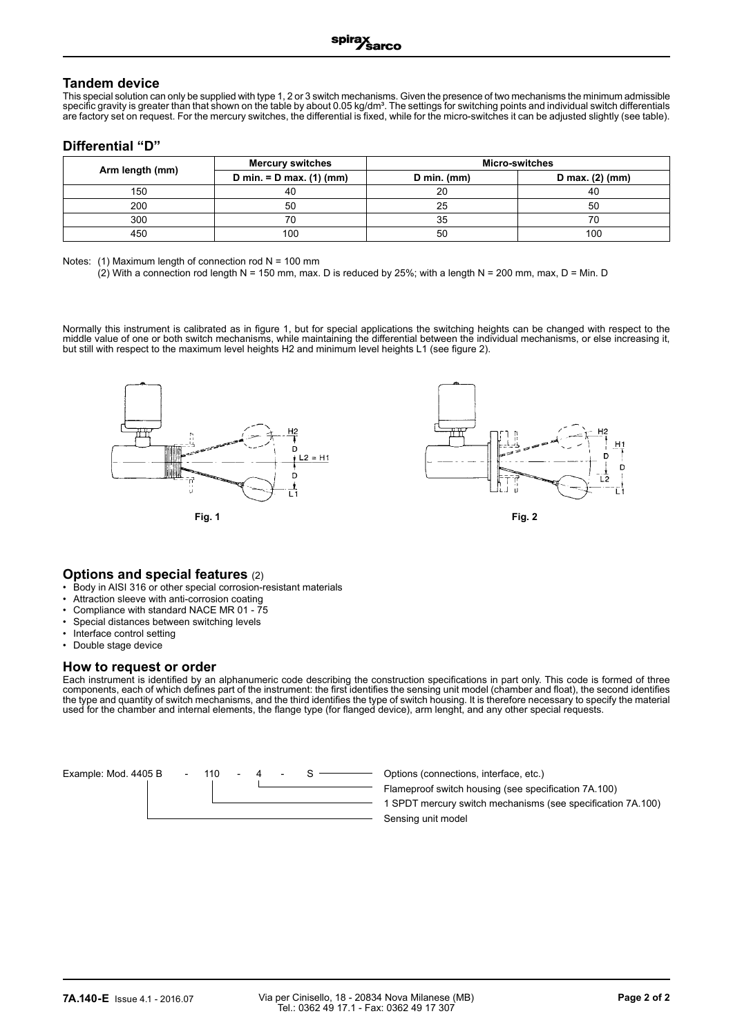## Tandem device

This special solution can only be supplied with type 1, 2 or 3 switch mechanisms. Given the presence of two mechanisms the minimum admissible specific gravity is greater than that shown on the table by about 0.05 kg/dm³. The settings for switching points and individual switch differentials are factory set on request. For the mercury switches, the differential is fixed, while for the micro-switches it can be adjusted slightly (see table).

## Differential "D"

| Arm length (mm) | Mercury switches | Micro-switches | |
|---|---|---|---|
| | D min. = D max. (1) (mm) | D min. (mm) | D max. (2) (mm) |
| 150 | 40 | 20 | 40 |
| 200 | 50 | 25 | 50 |
| 300 | 70 | 35 | 70 |
| 450 | 100 | 50 | 100 |

Notes: (1) Maximum length of connection rod N = 100 mm

(2) With a connection rod length N = 150 mm, max. D is reduced by 25%; with a length N = 200 mm, max, D = Min. D

Normally this instrument is calibrated as in figure 1, but for special applications the switching heights can be changed with respect to the middle value of one or both switch mechanisms, while maintaining the differential between the individual mechanisms, or else increasing it, but still with respect to the maximum level heights H2 and minimum level heights L1 (see figure 2).

H2
D
L2 = H1
D
L1

Fig. 1

H2
H1
D
D
L2
L1

Fig. 2

## Options and special features (2)

- Body in AISI 316 or other special corrosion-resistant materials
- Attraction sleeve with anti-corrosion coating
- Compliance with standard NACE MR 01 - 75
- Special distances between switching levels
- Interface control setting
- Double stage device

## How to request or order

Each instrument is identified by an alphanumeric code describing the construction specifications in part only. This code is formed of three components, each of which defines part of the instrument: the first identifies the sensing unit model (chamber and float), the second identifies the type and quantity of switch mechanisms, and the third identifies the type of switch housing. It is therefore necessary to specify the material used for the chamber and internal elements, the flange type (for flanged device), arm lenght, and any other special requests.

Example: Mod. 4405 B - 110 - 4 - S

- Options (connections, interface, etc.)
- Flameproof switch housing (see specification 7A.100)
- 1 SPDT mercury switch mechanisms (see specification 7A.100)
- Sensing unit model